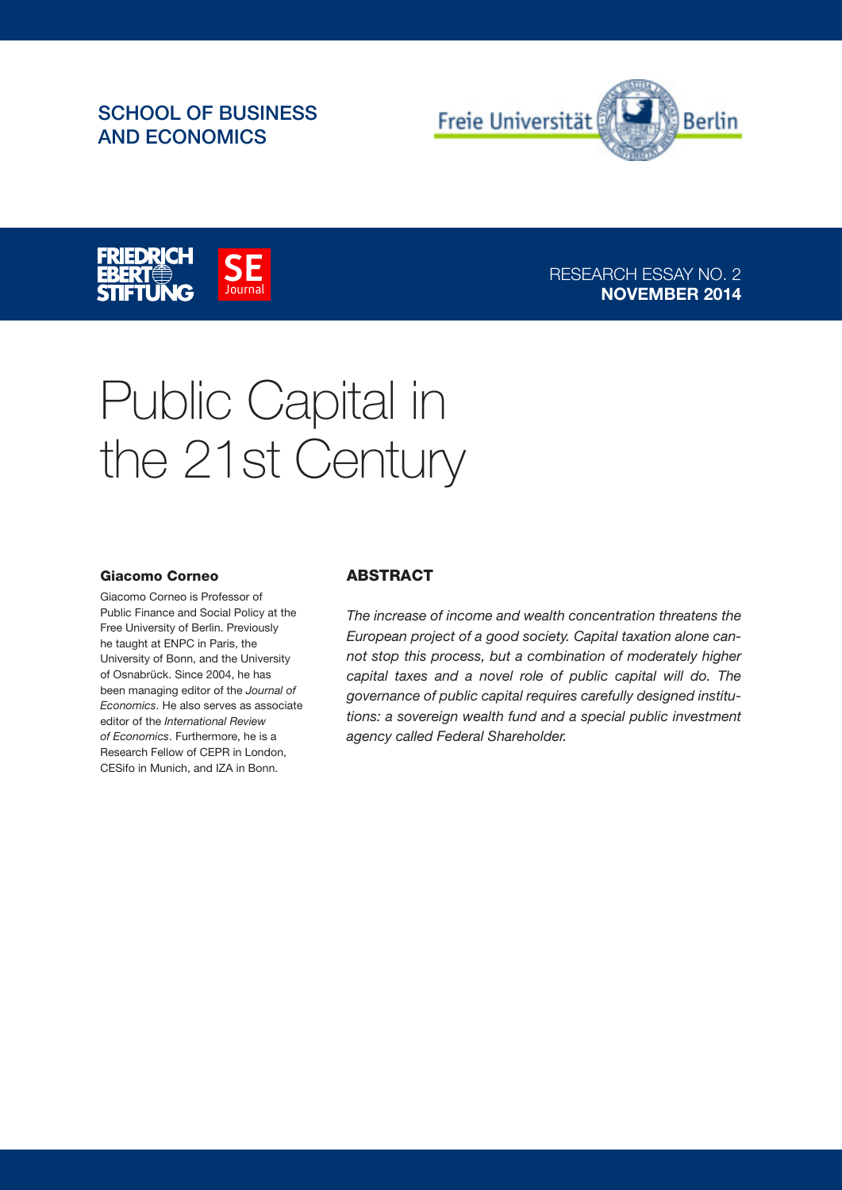SCHOOL OF BUSINESS AND ECONOMICS

Freie Universität Berlin

FRIEDRICH EBERT STIFTUNG

SE Journal

RESEARCH ESSAY NO. 2
**NOVEMBER 2014**

# Public Capital in the 21st Century

**Giacomo Corneo**

Giacomo Corneo is Professor of Public Finance and Social Policy at the Free University of Berlin. Previously he taught at ENPC in Paris, the University of Bonn, and the University of Osnabrück. Since 2004, he has been managing editor of the *Journal of Economics*. He also serves as associate editor of the *International Review of Economics*. Furthermore, he is a Research Fellow of CEPR in London, CESifo in Munich, and IZA in Bonn.

## ABSTRACT

*The increase of income and wealth concentration threatens the European project of a good society. Capital taxation alone cannot stop this process, but a combination of moderately higher capital taxes and a novel role of public capital will do. The governance of public capital requires carefully designed institutions: a sovereign wealth fund and a special public investment agency called Federal Shareholder.*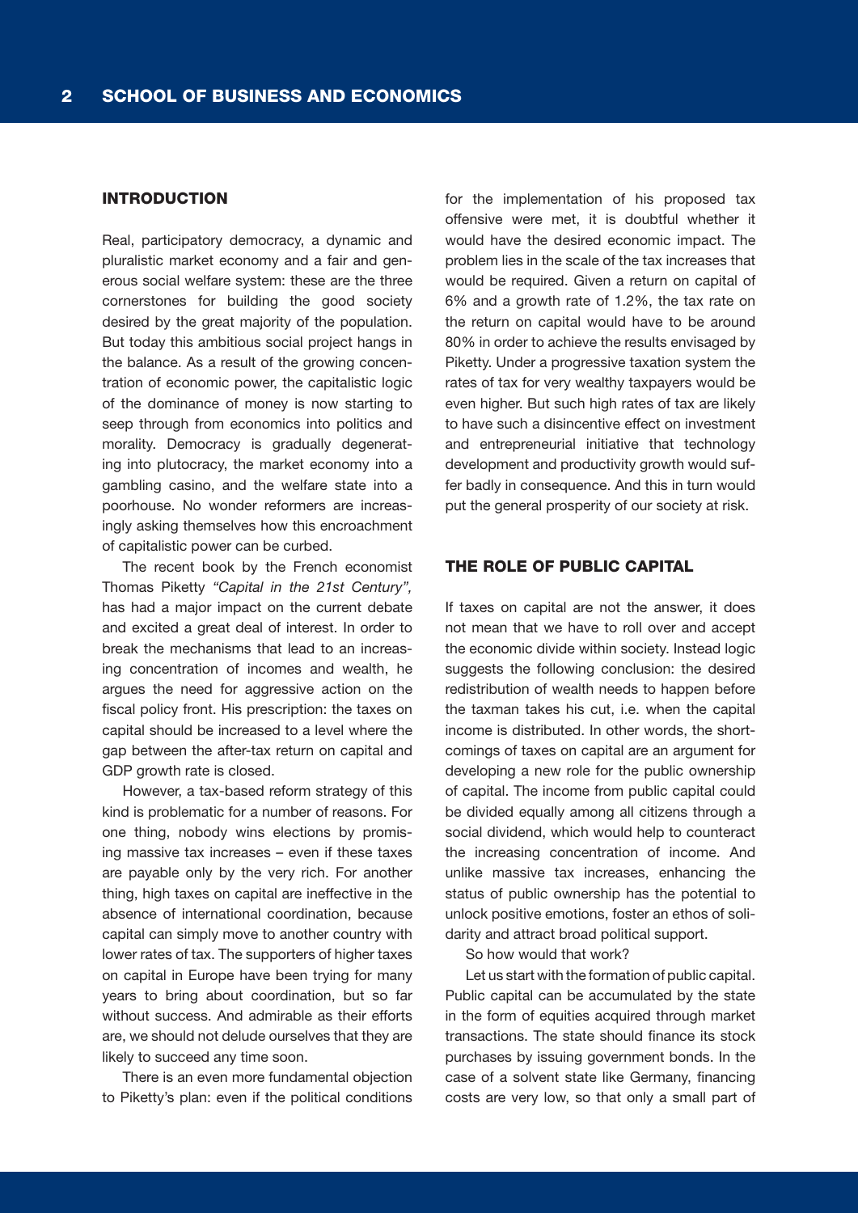## INTRODUCTION

Real, participatory democracy, a dynamic and pluralistic market economy and a fair and generous social welfare system: these are the three cornerstones for building the good society desired by the great majority of the population. But today this ambitious social project hangs in the balance. As a result of the growing concentration of economic power, the capitalistic logic of the dominance of money is now starting to seep through from economics into politics and morality. Democracy is gradually degenerating into plutocracy, the market economy into a gambling casino, and the welfare state into a poorhouse. No wonder reformers are increasingly asking themselves how this encroachment of capitalistic power can be curbed.

The recent book by the French economist Thomas Piketty *"Capital in the 21st Century"*, has had a major impact on the current debate and excited a great deal of interest. In order to break the mechanisms that lead to an increasing concentration of incomes and wealth, he argues the need for aggressive action on the fiscal policy front. His prescription: the taxes on capital should be increased to a level where the gap between the after-tax return on capital and GDP growth rate is closed.

However, a tax-based reform strategy of this kind is problematic for a number of reasons. For one thing, nobody wins elections by promising massive tax increases – even if these taxes are payable only by the very rich. For another thing, high taxes on capital are ineffective in the absence of international coordination, because capital can simply move to another country with lower rates of tax. The supporters of higher taxes on capital in Europe have been trying for many years to bring about coordination, but so far without success. And admirable as their efforts are, we should not delude ourselves that they are likely to succeed any time soon.

There is an even more fundamental objection to Piketty's plan: even if the political conditions for the implementation of his proposed tax offensive were met, it is doubtful whether it would have the desired economic impact. The problem lies in the scale of the tax increases that would be required. Given a return on capital of 6% and a growth rate of 1.2%, the tax rate on the return on capital would have to be around 80% in order to achieve the results envisaged by Piketty. Under a progressive taxation system the rates of tax for very wealthy taxpayers would be even higher. But such high rates of tax are likely to have such a disincentive effect on investment and entrepreneurial initiative that technology development and productivity growth would suffer badly in consequence. And this in turn would put the general prosperity of our society at risk.

## THE ROLE OF PUBLIC CAPITAL

If taxes on capital are not the answer, it does not mean that we have to roll over and accept the economic divide within society. Instead logic suggests the following conclusion: the desired redistribution of wealth needs to happen before the taxman takes his cut, i.e. when the capital income is distributed. In other words, the shortcomings of taxes on capital are an argument for developing a new role for the public ownership of capital. The income from public capital could be divided equally among all citizens through a social dividend, which would help to counteract the increasing concentration of income. And unlike massive tax increases, enhancing the status of public ownership has the potential to unlock positive emotions, foster an ethos of solidarity and attract broad political support.

So how would that work?

Let us start with the formation of public capital. Public capital can be accumulated by the state in the form of equities acquired through market transactions. The state should finance its stock purchases by issuing government bonds. In the case of a solvent state like Germany, financing costs are very low, so that only a small part of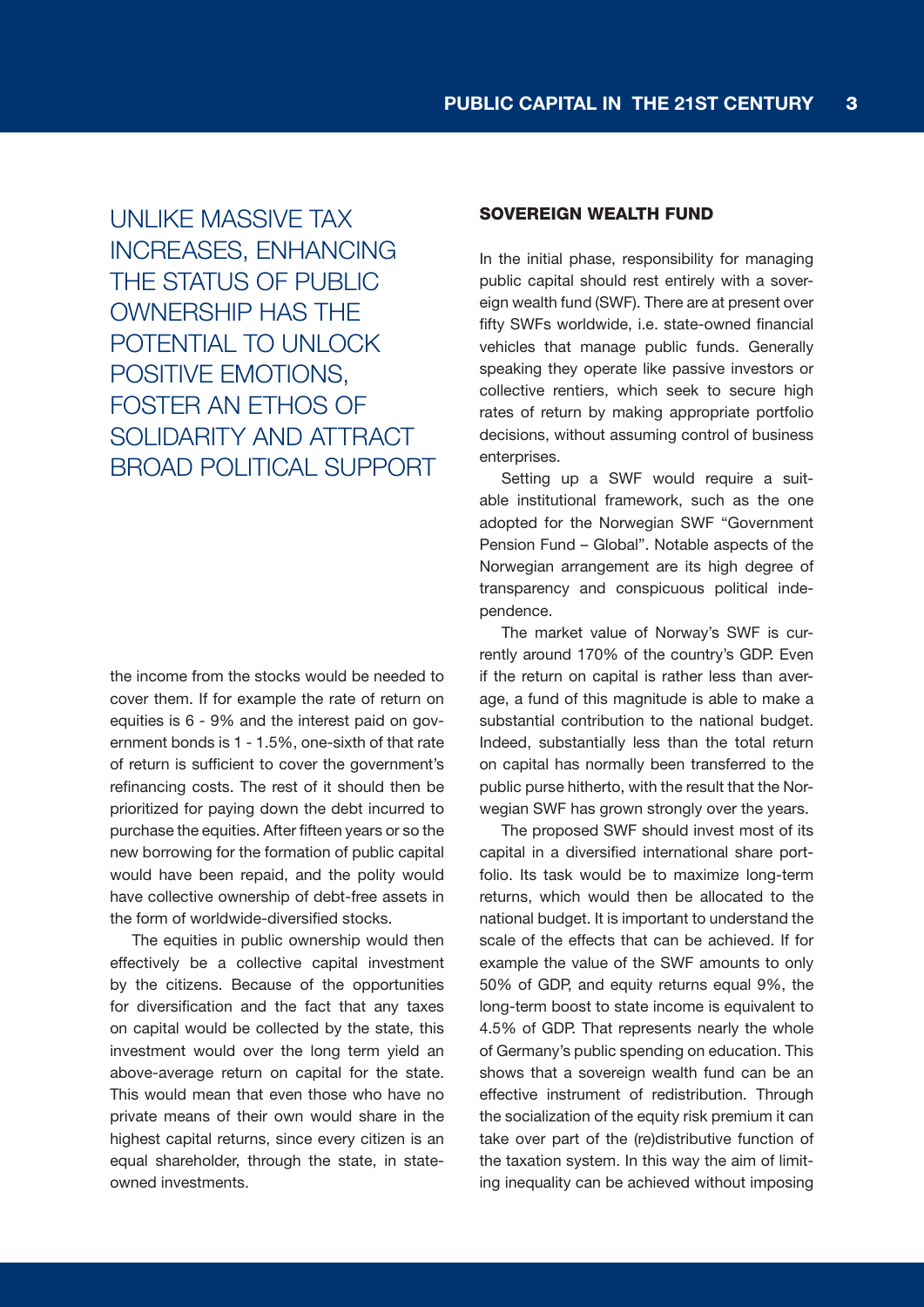UNLIKE MASSIVE TAX INCREASES, ENHANCING THE STATUS OF PUBLIC OWNERSHIP HAS THE POTENTIAL TO UNLOCK POSITIVE EMOTIONS, FOSTER AN ETHOS OF SOLIDARITY AND ATTRACT BROAD POLITICAL SUPPORT

the income from the stocks would be needed to cover them. If for example the rate of return on equities is 6 - 9% and the interest paid on government bonds is 1 - 1.5%, one-sixth of that rate of return is sufficient to cover the government's refinancing costs. The rest of it should then be prioritized for paying down the debt incurred to purchase the equities. After fifteen years or so the new borrowing for the formation of public capital would have been repaid, and the polity would have collective ownership of debt-free assets in the form of worldwide-diversified stocks.

The equities in public ownership would then effectively be a collective capital investment by the citizens. Because of the opportunities for diversification and the fact that any taxes on capital would be collected by the state, this investment would over the long term yield an above-average return on capital for the state. This would mean that even those who have no private means of their own would share in the highest capital returns, since every citizen is an equal shareholder, through the state, in state-owned investments.

## SOVEREIGN WEALTH FUND

In the initial phase, responsibility for managing public capital should rest entirely with a sovereign wealth fund (SWF). There are at present over fifty SWFs worldwide, i.e. state-owned financial vehicles that manage public funds. Generally speaking they operate like passive investors or collective rentiers, which seek to secure high rates of return by making appropriate portfolio decisions, without assuming control of business enterprises.

Setting up a SWF would require a suitable institutional framework, such as the one adopted for the Norwegian SWF "Government Pension Fund – Global". Notable aspects of the Norwegian arrangement are its high degree of transparency and conspicuous political independence.

The market value of Norway's SWF is currently around 170% of the country's GDP. Even if the return on capital is rather less than average, a fund of this magnitude is able to make a substantial contribution to the national budget. Indeed, substantially less than the total return on capital has normally been transferred to the public purse hitherto, with the result that the Norwegian SWF has grown strongly over the years.

The proposed SWF should invest most of its capital in a diversified international share portfolio. Its task would be to maximize long-term returns, which would then be allocated to the national budget. It is important to understand the scale of the effects that can be achieved. If for example the value of the SWF amounts to only 50% of GDP, and equity returns equal 9%, the long-term boost to state income is equivalent to 4.5% of GDP. That represents nearly the whole of Germany's public spending on education. This shows that a sovereign wealth fund can be an effective instrument of redistribution. Through the socialization of the equity risk premium it can take over part of the (re)distributive function of the taxation system. In this way the aim of limiting inequality can be achieved without imposing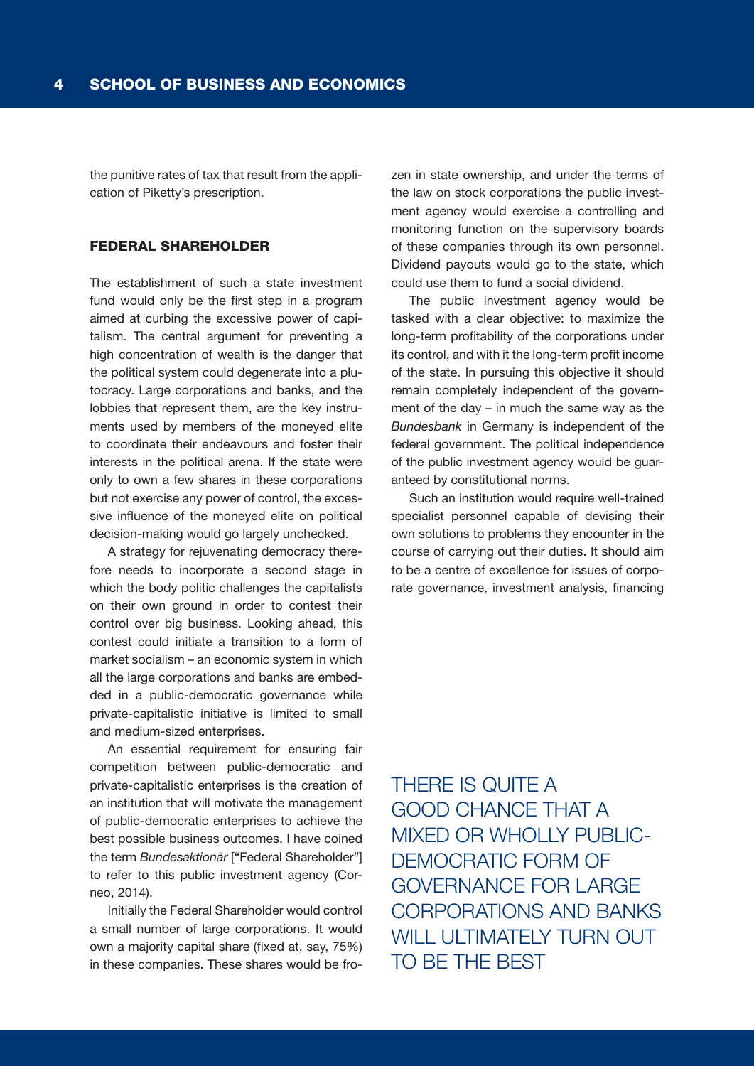the punitive rates of tax that result from the application of Piketty's prescription.

## FEDERAL SHAREHOLDER

The establishment of such a state investment fund would only be the first step in a program aimed at curbing the excessive power of capitalism. The central argument for preventing a high concentration of wealth is the danger that the political system could degenerate into a plutocracy. Large corporations and banks, and the lobbies that represent them, are the key instruments used by members of the moneyed elite to coordinate their endeavours and foster their interests in the political arena. If the state were only to own a few shares in these corporations but not exercise any power of control, the excessive influence of the moneyed elite on political decision-making would go largely unchecked.

A strategy for rejuvenating democracy therefore needs to incorporate a second stage in which the body politic challenges the capitalists on their own ground in order to contest their control over big business. Looking ahead, this contest could initiate a transition to a form of market socialism – an economic system in which all the large corporations and banks are embedded in a public-democratic governance while private-capitalistic initiative is limited to small and medium-sized enterprises.

An essential requirement for ensuring fair competition between public-democratic and private-capitalistic enterprises is the creation of an institution that will motivate the management of public-democratic enterprises to achieve the best possible business outcomes. I have coined the term *Bundesaktionär* ["Federal Shareholder"] to refer to this public investment agency (Corneo, 2014).

Initially the Federal Shareholder would control a small number of large corporations. It would own a majority capital share (fixed at, say, 75%) in these companies. These shares would be frozen in state ownership, and under the terms of the law on stock corporations the public investment agency would exercise a controlling and monitoring function on the supervisory boards of these companies through its own personnel. Dividend payouts would go to the state, which could use them to fund a social dividend.

The public investment agency would be tasked with a clear objective: to maximize the long-term profitability of the corporations under its control, and with it the long-term profit income of the state. In pursuing this objective it should remain completely independent of the government of the day – in much the same way as the *Bundesbank* in Germany is independent of the federal government. The political independence of the public investment agency would be guaranteed by constitutional norms.

Such an institution would require well-trained specialist personnel capable of devising their own solutions to problems they encounter in the course of carrying out their duties. It should aim to be a centre of excellence for issues of corporate governance, investment analysis, financing

THERE IS QUITE A GOOD CHANCE THAT A MIXED OR WHOLLY PUBLIC-DEMOCRATIC FORM OF GOVERNANCE FOR LARGE CORPORATIONS AND BANKS WILL ULTIMATELY TURN OUT TO BE THE BEST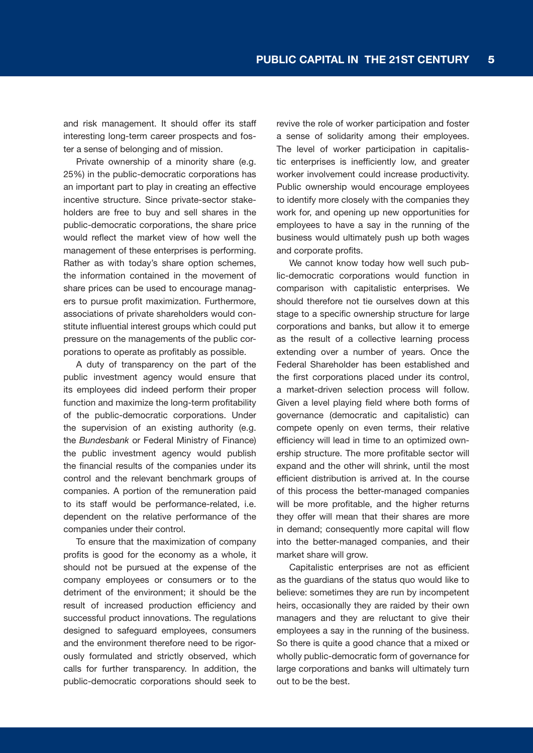and risk management. It should offer its staff interesting long-term career prospects and foster a sense of belonging and of mission.

Private ownership of a minority share (e.g. 25%) in the public-democratic corporations has an important part to play in creating an effective incentive structure. Since private-sector stakeholders are free to buy and sell shares in the public-democratic corporations, the share price would reflect the market view of how well the management of these enterprises is performing. Rather as with today's share option schemes, the information contained in the movement of share prices can be used to encourage managers to pursue profit maximization. Furthermore, associations of private shareholders would constitute influential interest groups which could put pressure on the managements of the public corporations to operate as profitably as possible.

A duty of transparency on the part of the public investment agency would ensure that its employees did indeed perform their proper function and maximize the long-term profitability of the public-democratic corporations. Under the supervision of an existing authority (e.g. the *Bundesbank* or Federal Ministry of Finance) the public investment agency would publish the financial results of the companies under its control and the relevant benchmark groups of companies. A portion of the remuneration paid to its staff would be performance-related, i.e. dependent on the relative performance of the companies under their control.

To ensure that the maximization of company profits is good for the economy as a whole, it should not be pursued at the expense of the company employees or consumers or to the detriment of the environment; it should be the result of increased production efficiency and successful product innovations. The regulations designed to safeguard employees, consumers and the environment therefore need to be rigorously formulated and strictly observed, which calls for further transparency. In addition, the public-democratic corporations should seek to revive the role of worker participation and foster a sense of solidarity among their employees. The level of worker participation in capitalistic enterprises is inefficiently low, and greater worker involvement could increase productivity. Public ownership would encourage employees to identify more closely with the companies they work for, and opening up new opportunities for employees to have a say in the running of the business would ultimately push up both wages and corporate profits.

We cannot know today how well such public-democratic corporations would function in comparison with capitalistic enterprises. We should therefore not tie ourselves down at this stage to a specific ownership structure for large corporations and banks, but allow it to emerge as the result of a collective learning process extending over a number of years. Once the Federal Shareholder has been established and the first corporations placed under its control, a market-driven selection process will follow. Given a level playing field where both forms of governance (democratic and capitalistic) can compete openly on even terms, their relative efficiency will lead in time to an optimized ownership structure. The more profitable sector will expand and the other will shrink, until the most efficient distribution is arrived at. In the course of this process the better-managed companies will be more profitable, and the higher returns they offer will mean that their shares are more in demand; consequently more capital will flow into the better-managed companies, and their market share will grow.

Capitalistic enterprises are not as efficient as the guardians of the status quo would like to believe: sometimes they are run by incompetent heirs, occasionally they are raided by their own managers and they are reluctant to give their employees a say in the running of the business. So there is quite a good chance that a mixed or wholly public-democratic form of governance for large corporations and banks will ultimately turn out to be the best.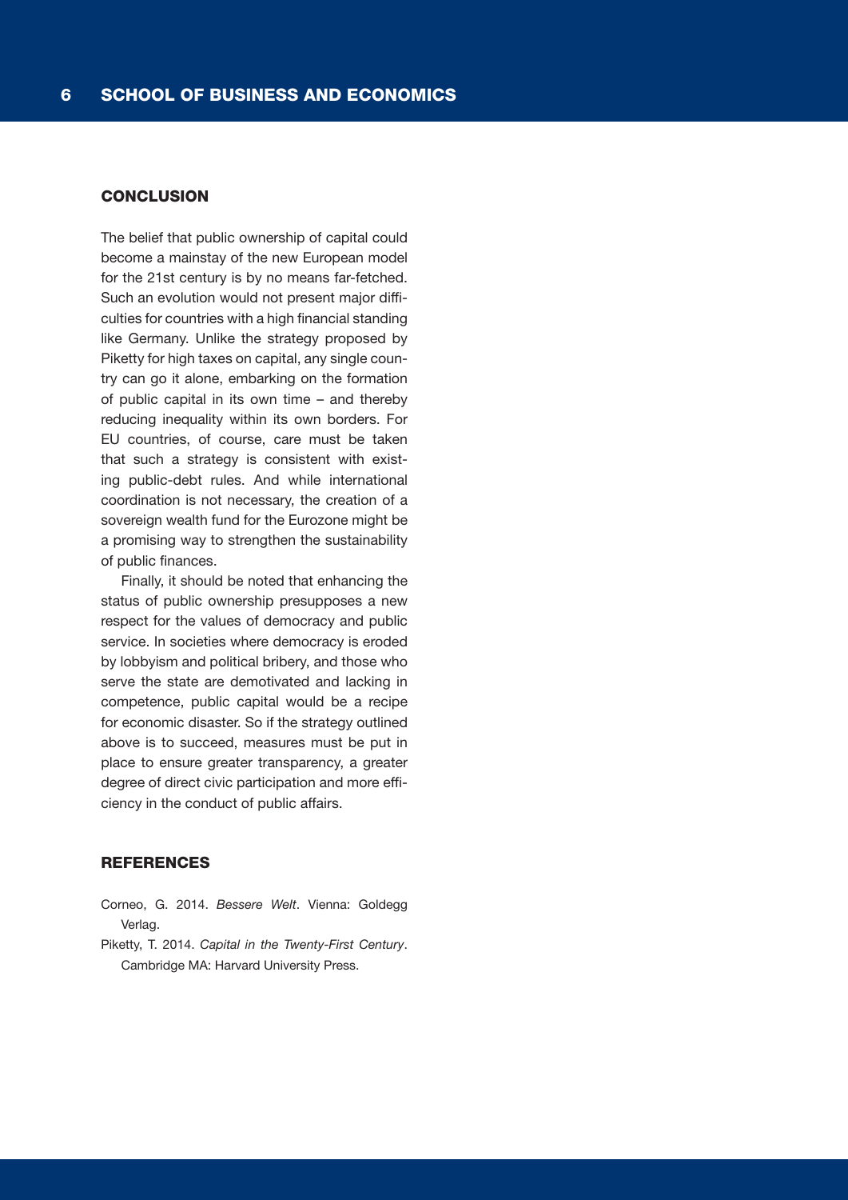## CONCLUSION

The belief that public ownership of capital could become a mainstay of the new European model for the 21st century is by no means far-fetched. Such an evolution would not present major difficulties for countries with a high financial standing like Germany. Unlike the strategy proposed by Piketty for high taxes on capital, any single country can go it alone, embarking on the formation of public capital in its own time – and thereby reducing inequality within its own borders. For EU countries, of course, care must be taken that such a strategy is consistent with existing public-debt rules. And while international coordination is not necessary, the creation of a sovereign wealth fund for the Eurozone might be a promising way to strengthen the sustainability of public finances.

Finally, it should be noted that enhancing the status of public ownership presupposes a new respect for the values of democracy and public service. In societies where democracy is eroded by lobbyism and political bribery, and those who serve the state are demotivated and lacking in competence, public capital would be a recipe for economic disaster. So if the strategy outlined above is to succeed, measures must be put in place to ensure greater transparency, a greater degree of direct civic participation and more efficiency in the conduct of public affairs.

## REFERENCES

Corneo, G. 2014. *Bessere Welt*. Vienna: Goldegg Verlag.

Piketty, T. 2014. *Capital in the Twenty-First Century*. Cambridge MA: Harvard University Press.